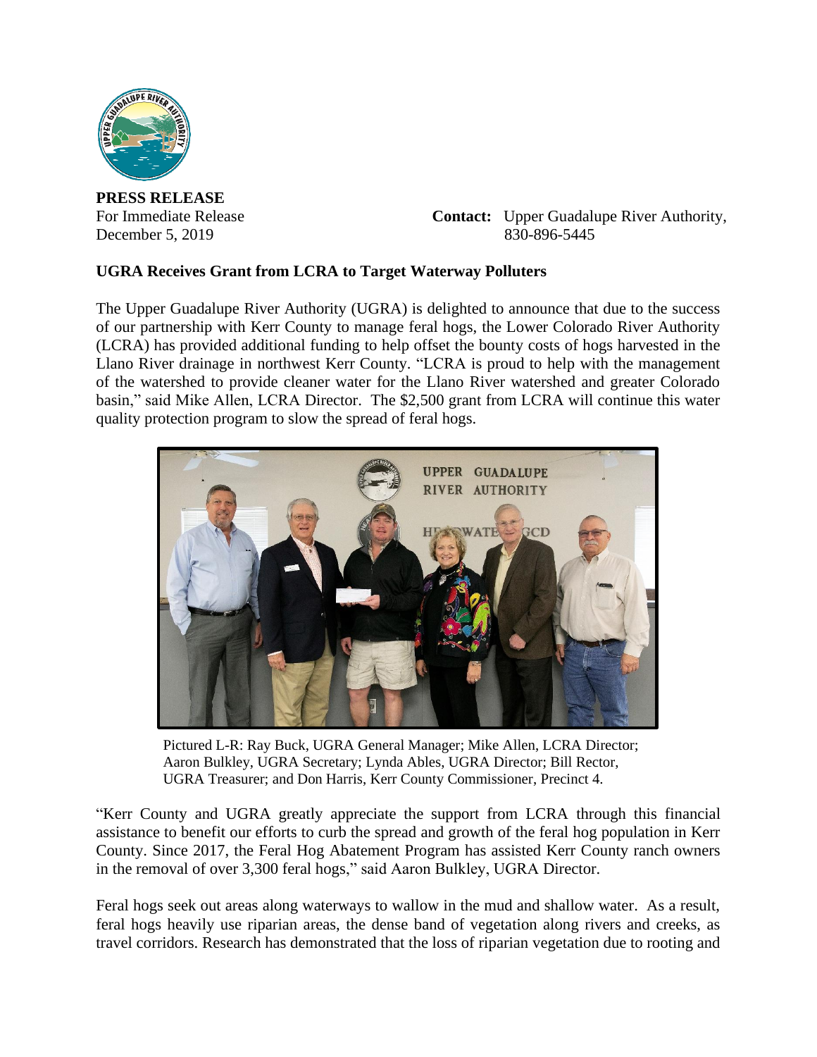**PRESS RELEASE**

For Immediate Release
December 5, 2019

**Contact:** Upper Guadalupe River Authority, 830-896-5445

**UGRA Receives Grant from LCRA to Target Waterway Polluters**

The Upper Guadalupe River Authority (UGRA) is delighted to announce that due to the success of our partnership with Kerr County to manage feral hogs, the Lower Colorado River Authority (LCRA) has provided additional funding to help offset the bounty costs of hogs harvested in the Llano River drainage in northwest Kerr County. "LCRA is proud to help with the management of the watershed to provide cleaner water for the Llano River watershed and greater Colorado basin," said Mike Allen, LCRA Director. The $2,500 grant from LCRA will continue this water quality protection program to slow the spread of feral hogs.

Pictured L-R: Ray Buck, UGRA General Manager; Mike Allen, LCRA Director; Aaron Bulkley, UGRA Secretary; Lynda Ables, UGRA Director; Bill Rector, UGRA Treasurer; and Don Harris, Kerr County Commissioner, Precinct 4.

"Kerr County and UGRA greatly appreciate the support from LCRA through this financial assistance to benefit our efforts to curb the spread and growth of the feral hog population in Kerr County. Since 2017, the Feral Hog Abatement Program has assisted Kerr County ranch owners in the removal of over 3,300 feral hogs," said Aaron Bulkley, UGRA Director.

Feral hogs seek out areas along waterways to wallow in the mud and shallow water. As a result, feral hogs heavily use riparian areas, the dense band of vegetation along rivers and creeks, as travel corridors. Research has demonstrated that the loss of riparian vegetation due to rooting and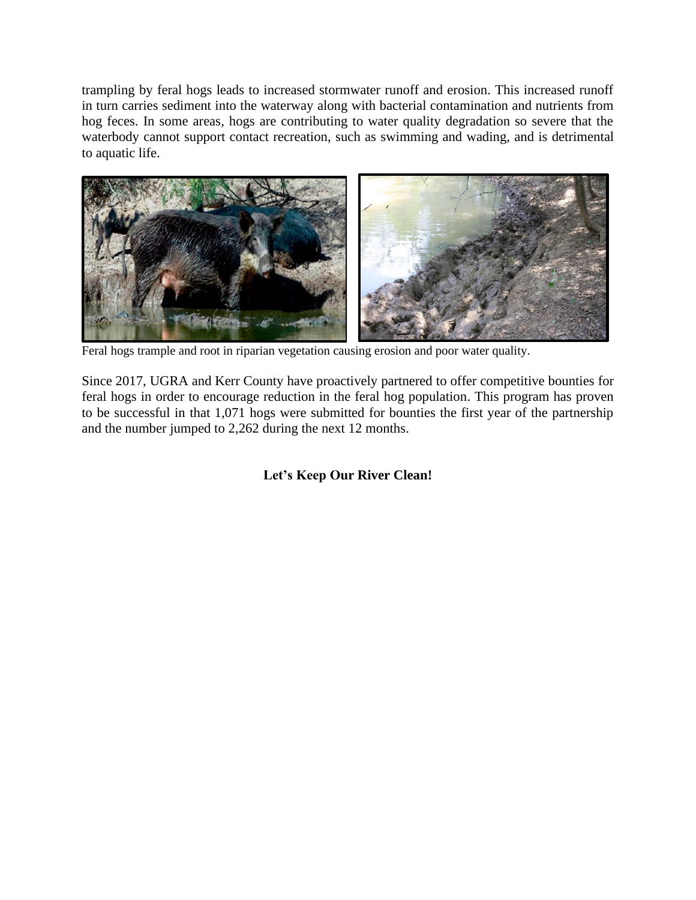trampling by feral hogs leads to increased stormwater runoff and erosion. This increased runoff in turn carries sediment into the waterway along with bacterial contamination and nutrients from hog feces. In some areas, hogs are contributing to water quality degradation so severe that the waterbody cannot support contact recreation, such as swimming and wading, and is detrimental to aquatic life.

Feral hogs trample and root in riparian vegetation causing erosion and poor water quality.

Since 2017, UGRA and Kerr County have proactively partnered to offer competitive bounties for feral hogs in order to encourage reduction in the feral hog population. This program has proven to be successful in that 1,071 hogs were submitted for bounties the first year of the partnership and the number jumped to 2,262 during the next 12 months.

**Let's Keep Our River Clean!**